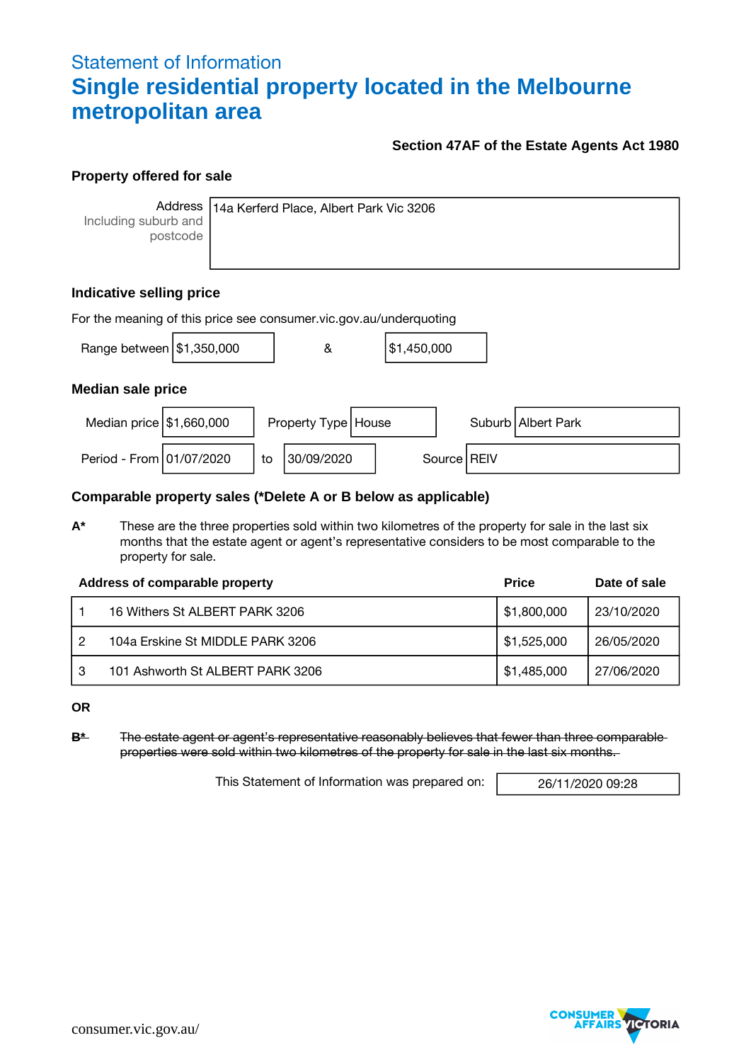Statement of Information

# Single residential property located in the Melbourne metropolitan area

**Section 47AF of the Estate Agents Act 1980**

## Property offered for sale

| Address Including suburb and postcode | 14a Kerferd Place, Albert Park Vic 3206 |
| --- | --- |

## Indicative selling price

For the meaning of this price see consumer.vic.gov.au/underquoting

Range between $1,350,000 & $1,450,000

## Median sale price

| Median price | $1,660,000 | Property Type | House | Suburb | Albert Park |
| --- | --- | --- | --- | --- | --- |
| Period - From | 01/07/2020 | to | 30/09/2020 | Source | REIV |

## Comparable property sales (*Delete A or B below as applicable)

**A*** These are the three properties sold within two kilometres of the property for sale in the last six months that the estate agent or agent's representative considers to be most comparable to the property for sale.

| | Address of comparable property | Price | Date of sale |
| --- | --- | --- | --- |
| 1 | 16 Withers St ALBERT PARK 3206 | $1,800,000 | 23/10/2020 |
| 2 | 104a Erskine St MIDDLE PARK 3206 | $1,525,000 | 26/05/2020 |
| 3 | 101 Ashworth St ALBERT PARK 3206 | $1,485,000 | 27/06/2020 |

**OR**

~~**B*** The estate agent or agent's representative reasonably believes that fewer than three comparable properties were sold within two kilometres of the property for sale in the last six months.~~

This Statement of Information was prepared on: 26/11/2020 09:28

consumer.vic.gov.au/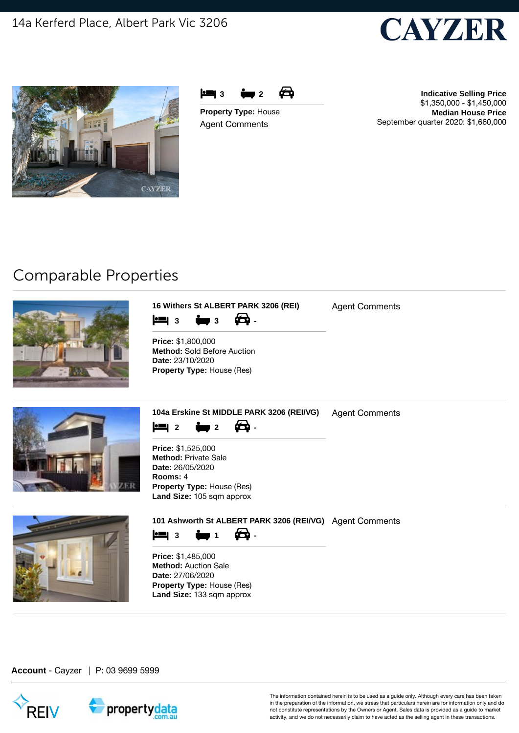14a Kerferd Place, Albert Park Vic 3206

CAYZER

3 | 2 |

**Property Type:** House

Agent Comments

**Indicative Selling Price**
$1,350,000 - $1,450,000
**Median House Price**
September quarter 2020: $1,660,000

## Comparable Properties

**16 Withers St ALBERT PARK 3206 (REI)**

3 | 3 | -

**Price:** $1,800,000
**Method:** Sold Before Auction
**Date:** 23/10/2020
**Property Type:** House (Res)

Agent Comments

**104a Erskine St MIDDLE PARK 3206 (REI/VG)**

2 | 2 | -

**Price:** $1,525,000
**Method:** Private Sale
**Date:** 26/05/2020
**Rooms:** 4
**Property Type:** House (Res)
**Land Size:** 105 sqm approx

Agent Comments

**101 Ashworth St ALBERT PARK 3206 (REI/VG)**

3 | 1 | -

**Price:** $1,485,000
**Method:** Auction Sale
**Date:** 27/06/2020
**Property Type:** House (Res)
**Land Size:** 133 sqm approx

Agent Comments

**Account** - Cayzer | P: 03 9699 5999

REIV propertydata.com.au

The information contained herein is to be used as a guide only. Although every care has been taken in the preparation of the information, we stress that particulars herein are for information only and do not constitute representations by the Owners or Agent. Sales data is provided as a guide to market activity, and we do not necessarily claim to have acted as the selling agent in these transactions.